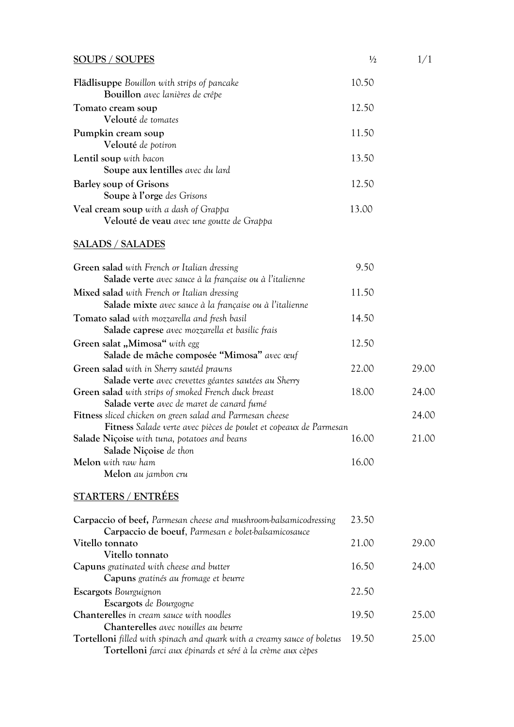## SOUPS / SOUPES

| | ½ | 1/1 |
|---|---|---|
| **Flädlisuppe** *Bouillon with strips of pancake*<br>**Bouillon** *avec lanières de crêpe* | 10.50 | |
| **Tomato cream soup**<br>**Velouté** *de tomates* | 12.50 | |
| **Pumpkin cream soup**<br>**Velouté** *de potiron* | 11.50 | |
| **Lentil soup** *with bacon*<br>**Soupe aux lentilles** *avec du lard* | 13.50 | |
| **Barley soup of Grisons**<br>**Soupe à l'orge** *des Grisons* | 12.50 | |
| **Veal cream soup** *with a dash of Grappa*<br>**Velouté de veau** *avec une goutte de Grappa* | 13.00 | |

## SALADS / SALADES

| | ½ | 1/1 |
|---|---|---|
| **Green salad** *with French or Italian dressing*<br>**Salade verte** *avec sauce à la française ou à l'italienne* | 9.50 | |
| **Mixed salad** *with French or Italian dressing*<br>**Salade mixte** *avec sauce à la française ou à l'italienne* | 11.50 | |
| **Tomato salad** *with mozzarella and fresh basil*<br>**Salade caprese** *avec mozzarella et basilic frais* | 14.50 | |
| **Green salat „Mimosa"** *with egg*<br>**Salade de mâche composée "Mimosa"** *avec œuf* | 12.50 | |
| **Green salad** *with in Sherry sautéd prawns*<br>**Salade verte** *avec crevettes géantes sautées au Sherry* | 22.00 | 29.00 |
| **Green salad** *with strips of smoked French duck breast*<br>**Salade verte** *avec de maret de canard fumé* | 18.00 | 24.00 |
| **Fitness** *sliced chicken on green salad and Parmesan cheese*<br>**Fitness** *Salade verte avec pièces de poulet et copeaux de Parmesan* | | 24.00 |
| **Salade Niçoise** *with tuna, potatoes and beans*<br>**Salade Niçoise** *de thon* | 16.00 | 21.00 |
| **Melon** *with raw ham*<br>**Melon** *au jambon cru* | 16.00 | |

## STARTERS / ENTRÉES

| | ½ | 1/1 |
|---|---|---|
| **Carpaccio of beef,** *Parmesan cheese and mushroom-balsamicodressing*<br>**Carpaccio de boeuf**, *Parmesan e bolet-balsamicosauce* | 23.50 | |
| **Vitello tonnato**<br>**Vitello tonnato** | 21.00 | 29.00 |
| **Capuns** *gratinated with cheese and butter*<br>**Capuns** *gratinés au fromage et beurre* | 16.50 | 24.00 |
| **Escargots** *Bourguignon*<br>**Escargots** *de Bourgogne* | 22.50 | |
| **Chanterelles** *in cream sauce with noodles*<br>**Chanterelles** *avec nouilles au beurre* | 19.50 | 25.00 |
| **Tortelloni** *filled with spinach and quark with a creamy sauce of boletus*<br>**Tortelloni** *farci aux épinards et séré à la crème aux cèpes* | 19.50 | 25.00 |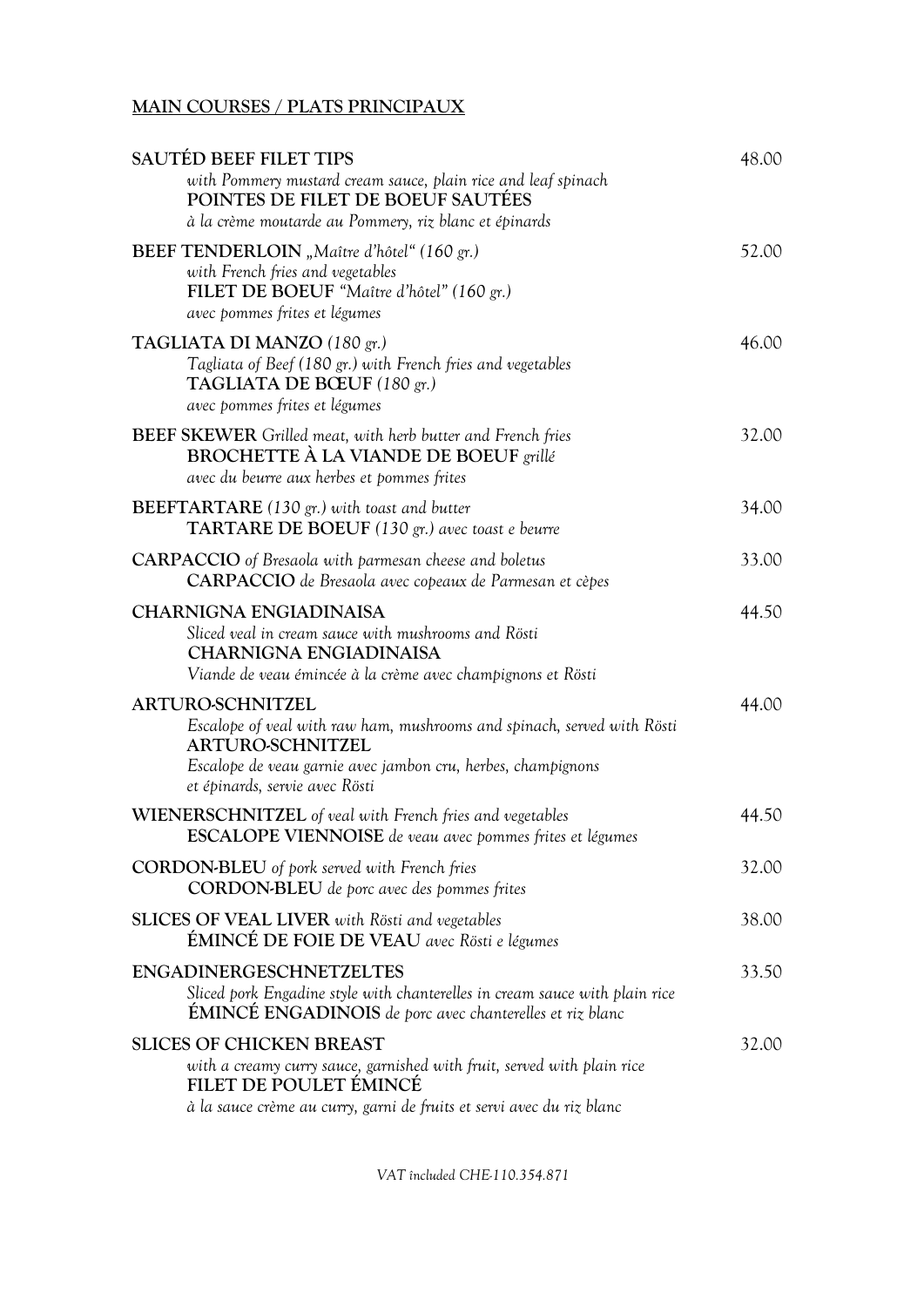## MAIN COURSES / PLATS PRINCIPAUX

**SAUTÉD BEEF FILET TIPS** — 48.00
*with Pommery mustard cream sauce, plain rice and leaf spinach*
**POINTES DE FILET DE BOEUF SAUTÉES**
*à la crème moutarde au Pommery, riz blanc et épinards*

**BEEF TENDERLOIN** *„Maître d'hôtel" (160 gr.)* — 52.00
*with French fries and vegetables*
**FILET DE BOEUF** *"Maître d'hôtel" (160 gr.)*
*avec pommes frites et légumes*

**TAGLIATA DI MANZO** *(180 gr.)* — 46.00
*Tagliata of Beef (180 gr.) with French fries and vegetables*
**TAGLIATA DE BŒUF** *(180 gr.)*
*avec pommes frites et légumes*

**BEEF SKEWER** *Grilled meat, with herb butter and French fries* — 32.00
**BROCHETTE À LA VIANDE DE BOEUF** *grillé*
*avec du beurre aux herbes et pommes frites*

**BEEFTARTARE** *(130 gr.) with toast and butter* — 34.00
**TARTARE DE BOEUF** *(130 gr.) avec toast e beurre*

**CARPACCIO** *of Bresaola with parmesan cheese and boletus* — 33.00
**CARPACCIO** *de Bresaola avec copeaux de Parmesan et cèpes*

**CHARNIGNA ENGIADINAISA** — 44.50
*Sliced veal in cream sauce with mushrooms and Rösti*
**CHARNIGNA ENGIADINAISA**
*Viande de veau émincée à la crème avec champignons et Rösti*

**ARTURO-SCHNITZEL** — 44.00
*Escalope of veal with raw ham, mushrooms and spinach, served with Rösti*
**ARTURO-SCHNITZEL**
*Escalope de veau garnie avec jambon cru, herbes, champignons et épinards, servie avec Rösti*

**WIENERSCHNITZEL** *of veal with French fries and vegetables* — 44.50
**ESCALOPE VIENNOISE** *de veau avec pommes frites et légumes*

**CORDON-BLEU** *of pork served with French fries* — 32.00
**CORDON-BLEU** *de porc avec des pommes frites*

**SLICES OF VEAL LIVER** *with Rösti and vegetables* — 38.00
**ÉMINCÉ DE FOIE DE VEAU** *avec Rösti e légumes*

**ENGADINERGESCHNETZELTES** — 33.50
*Sliced pork Engadine style with chanterelles in cream sauce with plain rice*
**ÉMINCÉ ENGADINOIS** *de porc avec chanterelles et riz blanc*

**SLICES OF CHICKEN BREAST** — 32.00
*with a creamy curry sauce, garnished with fruit, served with plain rice*
**FILET DE POULET ÉMINCÉ**
*à la sauce crème au curry, garni de fruits et servi avec du riz blanc*

*VAT included CHE-110.354.871*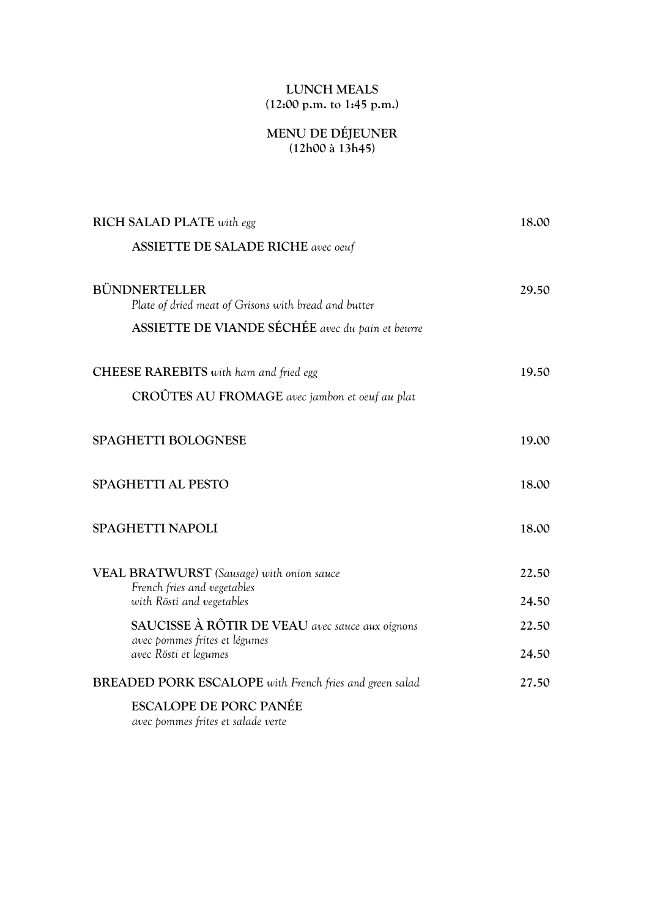**LUNCH MEALS**
**(12:00 p.m. to 1:45 p.m.)**

**MENU DE DÉJEUNER**
**(12h00 à 13h45)**

**RICH SALAD PLATE** *with egg* — 18.00

**ASSIETTE DE SALADE RICHE** *avec oeuf*

**BÜNDNERTELLER** — 29.50
*Plate of dried meat of Grisons with bread and butter*

**ASSIETTE DE VIANDE SÉCHÉE** *avec du pain et beurre*

**CHEESE RAREBITS** *with ham and fried egg* — 19.50

**CROÛTES AU FROMAGE** *avec jambon et oeuf au plat*

**SPAGHETTI BOLOGNESE** — 19.00

**SPAGHETTI AL PESTO** — 18.00

**SPAGHETTI NAPOLI** — 18.00

**VEAL BRATWURST** *(Sausage) with onion sauce*
*French fries and vegetables* — 22.50
*with Rösti and vegetables* — 24.50

**SAUCISSE À RÔTIR DE VEAU** *avec sauce aux oignons*
*avec pommes frites et légumes* — 22.50
*avec Rösti et legumes* — 24.50

**BREADED PORK ESCALOPE** *with French fries and green salad* — 27.50

**ESCALOPE DE PORC PANÉE**
*avec pommes frites et salade verte*